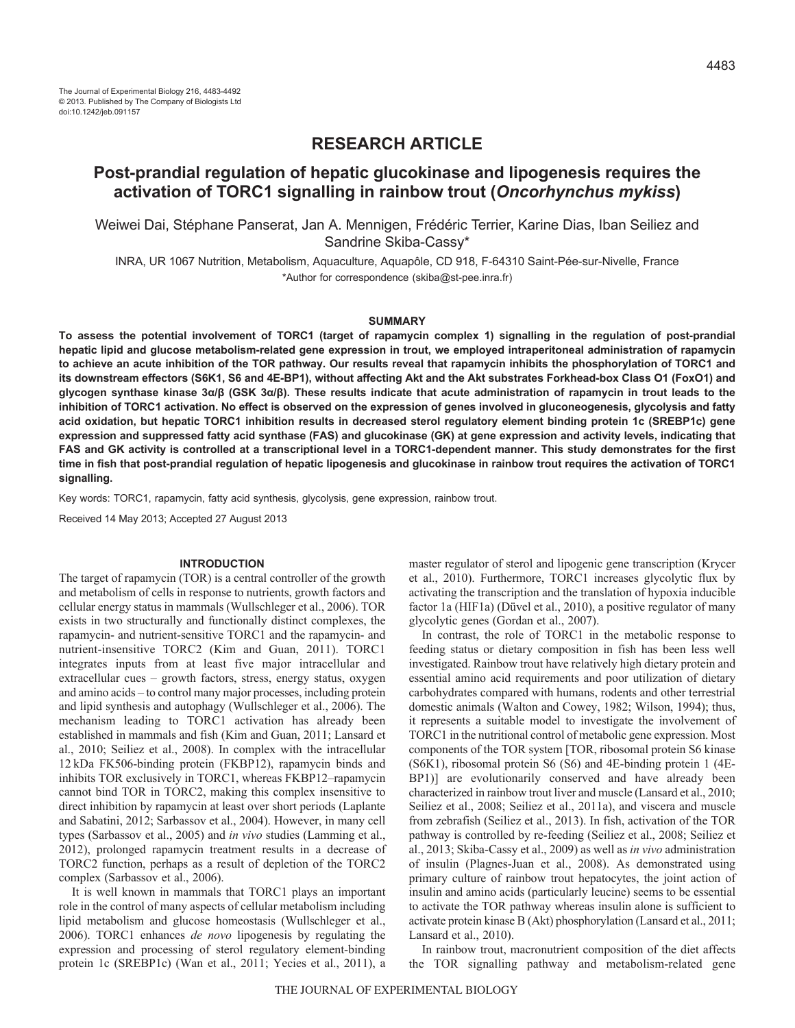RESEARCH ARTICLE

# Post-prandial regulation of hepatic glucokinase and lipogenesis requires the activation of TORC1 signalling in rainbow trout (*Oncorhynchus mykiss*)

Weiwei Dai, Stéphane Panserat, Jan A. Mennigen, Frédéric Terrier, Karine Dias, Iban Seiliez and Sandrine Skiba-Cassy*

INRA, UR 1067 Nutrition, Metabolism, Aquaculture, Aquapôle, CD 918, F-64310 Saint-Pée-sur-Nivelle, France

*Author for correspondence (skiba@st-pee.inra.fr)

## SUMMARY

**To assess the potential involvement of TORC1 (target of rapamycin complex 1) signalling in the regulation of post-prandial hepatic lipid and glucose metabolism-related gene expression in trout, we employed intraperitoneal administration of rapamycin to achieve an acute inhibition of the TOR pathway. Our results reveal that rapamycin inhibits the phosphorylation of TORC1 and its downstream effectors (S6K1, S6 and 4E-BP1), without affecting Akt and the Akt substrates Forkhead-box Class O1 (FoxO1) and glycogen synthase kinase 3α/β (GSK 3α/β). These results indicate that acute administration of rapamycin in trout leads to the inhibition of TORC1 activation. No effect is observed on the expression of genes involved in gluconeogenesis, glycolysis and fatty acid oxidation, but hepatic TORC1 inhibition results in decreased sterol regulatory element binding protein 1c (SREBP1c) gene expression and suppressed fatty acid synthase (FAS) and glucokinase (GK) at gene expression and activity levels, indicating that FAS and GK activity is controlled at a transcriptional level in a TORC1-dependent manner. This study demonstrates for the first time in fish that post-prandial regulation of hepatic lipogenesis and glucokinase in rainbow trout requires the activation of TORC1 signalling.**

Key words: TORC1, rapamycin, fatty acid synthesis, glycolysis, gene expression, rainbow trout.

Received 14 May 2013; Accepted 27 August 2013

## INTRODUCTION

The target of rapamycin (TOR) is a central controller of the growth and metabolism of cells in response to nutrients, growth factors and cellular energy status in mammals (Wullschleger et al., 2006). TOR exists in two structurally and functionally distinct complexes, the rapamycin- and nutrient-sensitive TORC1 and the rapamycin- and nutrient-insensitive TORC2 (Kim and Guan, 2011). TORC1 integrates inputs from at least five major intracellular and extracellular cues – growth factors, stress, energy status, oxygen and amino acids – to control many major processes, including protein and lipid synthesis and autophagy (Wullschleger et al., 2006). The mechanism leading to TORC1 activation has already been established in mammals and fish (Kim and Guan, 2011; Lansard et al., 2010; Seiliez et al., 2008). In complex with the intracellular 12 kDa FK506-binding protein (FKBP12), rapamycin binds and inhibits TOR exclusively in TORC1, whereas FKBP12–rapamycin cannot bind TOR in TORC2, making this complex insensitive to direct inhibition by rapamycin at least over short periods (Laplante and Sabatini, 2012; Sarbassov et al., 2004). However, in many cell types (Sarbassov et al., 2005) and *in vivo* studies (Lamming et al., 2012), prolonged rapamycin treatment results in a decrease of TORC2 function, perhaps as a result of depletion of the TORC2 complex (Sarbassov et al., 2006).

It is well known in mammals that TORC1 plays an important role in the control of many aspects of cellular metabolism including lipid metabolism and glucose homeostasis (Wullschleger et al., 2006). TORC1 enhances *de novo* lipogenesis by regulating the expression and processing of sterol regulatory element-binding protein 1c (SREBP1c) (Wan et al., 2011; Yecies et al., 2011), a master regulator of sterol and lipogenic gene transcription (Krycer et al., 2010). Furthermore, TORC1 increases glycolytic flux by activating the transcription and the translation of hypoxia inducible factor 1a (HIF1a) (Düvel et al., 2010), a positive regulator of many glycolytic genes (Gordan et al., 2007).

In contrast, the role of TORC1 in the metabolic response to feeding status or dietary composition in fish has been less well investigated. Rainbow trout have relatively high dietary protein and essential amino acid requirements and poor utilization of dietary carbohydrates compared with humans, rodents and other terrestrial domestic animals (Walton and Cowey, 1982; Wilson, 1994); thus, it represents a suitable model to investigate the involvement of TORC1 in the nutritional control of metabolic gene expression. Most components of the TOR system [TOR, ribosomal protein S6 kinase (S6K1), ribosomal protein S6 (S6) and 4E-binding protein 1 (4E-BP1)] are evolutionarily conserved and have already been characterized in rainbow trout liver and muscle (Lansard et al., 2010; Seiliez et al., 2008; Seiliez et al., 2011a), and viscera and muscle from zebrafish (Seiliez et al., 2013). In fish, activation of the TOR pathway is controlled by re-feeding (Seiliez et al., 2008; Seiliez et al., 2013; Skiba-Cassy et al., 2009) as well as *in vivo* administration of insulin (Plagnes-Juan et al., 2008). As demonstrated using primary culture of rainbow trout hepatocytes, the joint action of insulin and amino acids (particularly leucine) seems to be essential to activate the TOR pathway whereas insulin alone is sufficient to activate protein kinase B (Akt) phosphorylation (Lansard et al., 2011; Lansard et al., 2010).

In rainbow trout, macronutrient composition of the diet affects the TOR signalling pathway and metabolism-related gene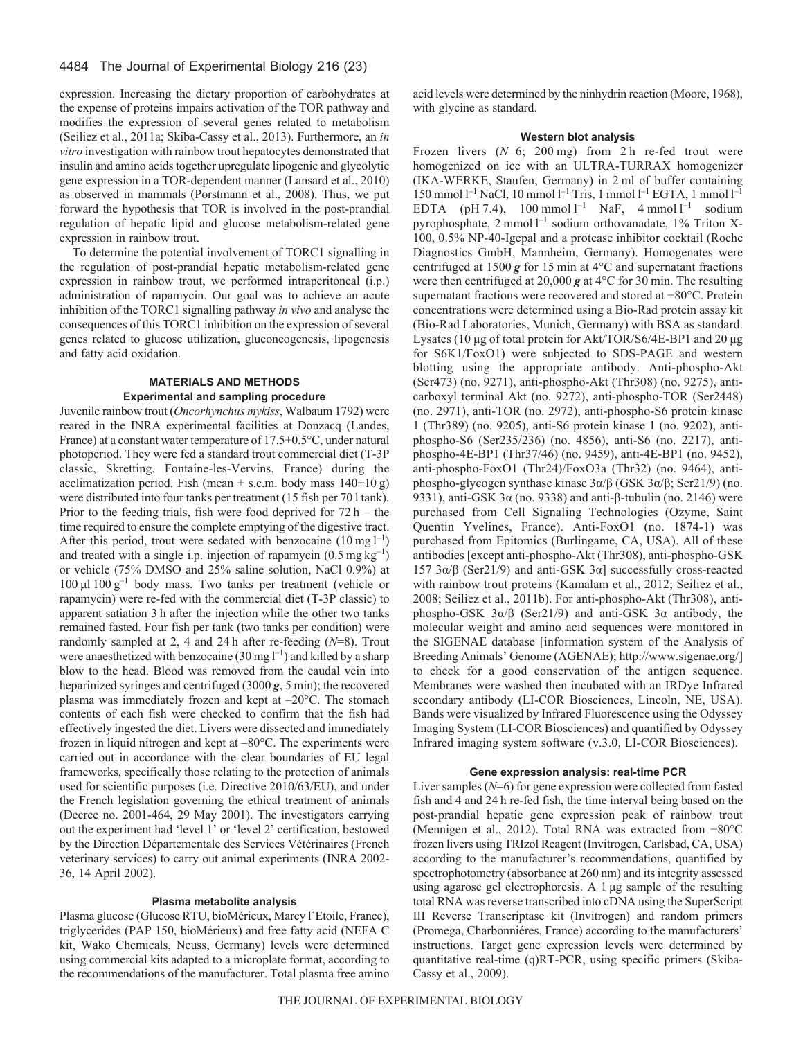expression. Increasing the dietary proportion of carbohydrates at the expense of proteins impairs activation of the TOR pathway and modifies the expression of several genes related to metabolism (Seiliez et al., 2011a; Skiba-Cassy et al., 2013). Furthermore, an *in vitro* investigation with rainbow trout hepatocytes demonstrated that insulin and amino acids together upregulate lipogenic and glycolytic gene expression in a TOR-dependent manner (Lansard et al., 2010) as observed in mammals (Porstmann et al., 2008). Thus, we put forward the hypothesis that TOR is involved in the post-prandial regulation of hepatic lipid and glucose metabolism-related gene expression in rainbow trout.

To determine the potential involvement of TORC1 signalling in the regulation of post-prandial hepatic metabolism-related gene expression in rainbow trout, we performed intraperitoneal (i.p.) administration of rapamycin. Our goal was to achieve an acute inhibition of the TORC1 signalling pathway *in vivo* and analyse the consequences of this TORC1 inhibition on the expression of several genes related to glucose utilization, gluconeogenesis, lipogenesis and fatty acid oxidation.

## MATERIALS AND METHODS

### Experimental and sampling procedure

Juvenile rainbow trout (*Oncorhynchus mykiss*, Walbaum 1792) were reared in the INRA experimental facilities at Donzacq (Landes, France) at a constant water temperature of 17.5±0.5°C, under natural photoperiod. They were fed a standard trout commercial diet (T-3P classic, Skretting, Fontaine-les-Vervins, France) during the acclimatization period. Fish (mean ± s.e.m. body mass 140±10 g) were distributed into four tanks per treatment (15 fish per 70 l tank). Prior to the feeding trials, fish were food deprived for 72 h – the time required to ensure the complete emptying of the digestive tract. After this period, trout were sedated with benzocaine (10 mg $l^{-1}$) and treated with a single i.p. injection of rapamycin (0.5 mg $kg^{-1}$) or vehicle (75% DMSO and 25% saline solution, NaCl 0.9%) at 100 µl 100 $g^{-1}$ body mass. Two tanks per treatment (vehicle or rapamycin) were re-fed with the commercial diet (T-3P classic) to apparent satiation 3 h after the injection while the other two tanks remained fasted. Four fish per tank (two tanks per condition) were randomly sampled at 2, 4 and 24 h after re-feeding (*N*=8). Trout were anaesthetized with benzocaine (30 mg $l^{-1}$) and killed by a sharp blow to the head. Blood was removed from the caudal vein into heparinized syringes and centrifuged (3000 ***g***, 5 min); the recovered plasma was immediately frozen and kept at –20°C. The stomach contents of each fish were checked to confirm that the fish had effectively ingested the diet. Livers were dissected and immediately frozen in liquid nitrogen and kept at –80°C. The experiments were carried out in accordance with the clear boundaries of EU legal frameworks, specifically those relating to the protection of animals used for scientific purposes (i.e. Directive 2010/63/EU), and under the French legislation governing the ethical treatment of animals (Decree no. 2001-464, 29 May 2001). The investigators carrying out the experiment had 'level 1' or 'level 2' certification, bestowed by the Direction Départementale des Services Vétérinaires (French veterinary services) to carry out animal experiments (INRA 2002-36, 14 April 2002).

### Plasma metabolite analysis

Plasma glucose (Glucose RTU, bioMérieux, Marcy l'Etoile, France), triglycerides (PAP 150, bioMérieux) and free fatty acid (NEFA C kit, Wako Chemicals, Neuss, Germany) levels were determined using commercial kits adapted to a microplate format, according to the recommendations of the manufacturer. Total plasma free amino acid levels were determined by the ninhydrin reaction (Moore, 1968), with glycine as standard.

### Western blot analysis

Frozen livers (*N*=6; 200 mg) from 2 h re-fed trout were homogenized on ice with an ULTRA-TURRAX homogenizer (IKA-WERKE, Staufen, Germany) in 2 ml of buffer containing 150 mmol $l^{-1}$ NaCl, 10 mmol $l^{-1}$ Tris, 1 mmol $l^{-1}$ EGTA, 1 mmol $l^{-1}$ EDTA (pH 7.4), 100 mmol $l^{-1}$ NaF, 4 mmol $l^{-1}$ sodium pyrophosphate, 2 mmol $l^{-1}$ sodium orthovanadate, 1% Triton X-100, 0.5% NP-40-Igepal and a protease inhibitor cocktail (Roche Diagnostics GmbH, Mannheim, Germany). Homogenates were centrifuged at 1500 ***g*** for 15 min at 4°C and supernatant fractions were then centrifuged at 20,000 ***g*** at 4°C for 30 min. The resulting supernatant fractions were recovered and stored at −80°C. Protein concentrations were determined using a Bio-Rad protein assay kit (Bio-Rad Laboratories, Munich, Germany) with BSA as standard. Lysates (10 µg of total protein for Akt/TOR/S6/4E-BP1 and 20 µg for S6K1/FoxO1) were subjected to SDS-PAGE and western blotting using the appropriate antibody. Anti-phospho-Akt (Ser473) (no. 9271), anti-phospho-Akt (Thr308) (no. 9275), anti-carboxyl terminal Akt (no. 9272), anti-phospho-TOR (Ser2448) (no. 2971), anti-TOR (no. 2972), anti-phospho-S6 protein kinase 1 (Thr389) (no. 9205), anti-S6 protein kinase 1 (no. 9202), anti-phospho-S6 (Ser235/236) (no. 4856), anti-S6 (no. 2217), anti-phospho-4E-BP1 (Thr37/46) (no. 9459), anti-4E-BP1 (no. 9452), anti-phospho-FoxO1 (Thr24)/FoxO3a (Thr32) (no. 9464), anti-phospho-glycogen synthase kinase 3α/β (GSK 3α/β; Ser21/9) (no. 9331), anti-GSK 3α (no. 9338) and anti-β-tubulin (no. 2146) were purchased from Cell Signaling Technologies (Ozyme, Saint Quentin Yvelines, France). Anti-FoxO1 (no. 1874-1) was purchased from Epitomics (Burlingame, CA, USA). All of these antibodies [except anti-phospho-Akt (Thr308), anti-phospho-GSK 157 3α/β (Ser21/9) and anti-GSK 3α] successfully cross-reacted with rainbow trout proteins (Kamalam et al., 2012; Seiliez et al., 2008; Seiliez et al., 2011b). For anti-phospho-Akt (Thr308), anti-phospho-GSK 3α/β (Ser21/9) and anti-GSK 3α antibody, the molecular weight and amino acid sequences were monitored in the SIGENAE database [information system of the Analysis of Breeding Animals' Genome (AGENAE); http://www.sigenae.org/] to check for a good conservation of the antigen sequence. Membranes were washed then incubated with an IRDye Infrared secondary antibody (LI-COR Biosciences, Lincoln, NE, USA). Bands were visualized by Infrared Fluorescence using the Odyssey Imaging System (LI-COR Biosciences) and quantified by Odyssey Infrared imaging system software (v.3.0, LI-COR Biosciences).

### Gene expression analysis: real-time PCR

Liver samples (*N*=6) for gene expression were collected from fasted fish and 4 and 24 h re-fed fish, the time interval being based on the post-prandial hepatic gene expression peak of rainbow trout (Mennigen et al., 2012). Total RNA was extracted from −80°C frozen livers using TRIzol Reagent (Invitrogen, Carlsbad, CA, USA) according to the manufacturer's recommendations, quantified by spectrophotometry (absorbance at 260 nm) and its integrity assessed using agarose gel electrophoresis. A 1 µg sample of the resulting total RNA was reverse transcribed into cDNA using the SuperScript III Reverse Transcriptase kit (Invitrogen) and random primers (Promega, Charbonniéres, France) according to the manufacturers' instructions. Target gene expression levels were determined by quantitative real-time (q)RT-PCR, using specific primers (Skiba-Cassy et al., 2009).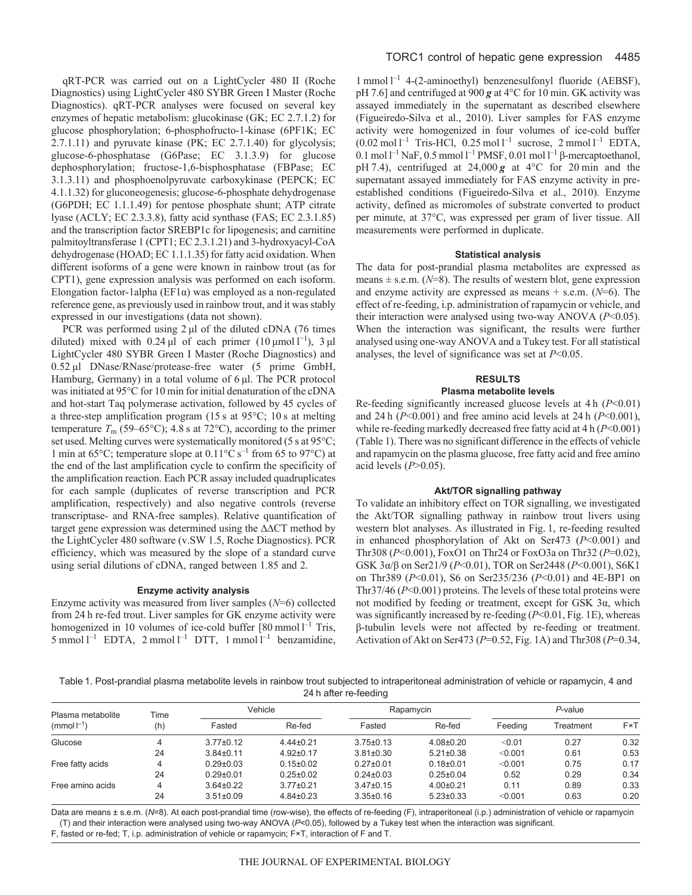qRT-PCR was carried out on a LightCycler 480 II (Roche Diagnostics) using LightCycler 480 SYBR Green I Master (Roche Diagnostics). qRT-PCR analyses were focused on several key enzymes of hepatic metabolism: glucokinase (GK; EC 2.7.1.2) for glucose phosphorylation; 6-phosphofructo-1-kinase (6PF1K; EC 2.7.1.11) and pyruvate kinase (PK; EC 2.7.1.40) for glycolysis; glucose-6-phosphatase (G6Pase; EC 3.1.3.9) for glucose dephosphorylation; fructose-1,6-bisphosphatase (FBPase; EC 3.1.3.11) and phosphoenolpyruvate carboxykinase (PEPCK; EC 4.1.1.32) for gluconeogenesis; glucose-6-phosphate dehydrogenase (G6PDH; EC 1.1.1.49) for pentose phosphate shunt; ATP citrate lyase (ACLY; EC 2.3.3.8), fatty acid synthase (FAS; EC 2.3.1.85) and the transcription factor SREBP1c for lipogenesis; and carnitine palmitoyltransferase 1 (CPT1; EC 2.3.1.21) and 3-hydroxyacyl-CoA dehydrogenase (HOAD; EC 1.1.1.35) for fatty acid oxidation. When different isoforms of a gene were known in rainbow trout (as for CPT1), gene expression analysis was performed on each isoform. Elongation factor-1alpha (EF1α) was employed as a non-regulated reference gene, as previously used in rainbow trout, and it was stably expressed in our investigations (data not shown).

PCR was performed using 2 μl of the diluted cDNA (76 times diluted) mixed with 0.24 μl of each primer (10 $\mu$mol $l^{-1}$), 3 μl LightCycler 480 SYBR Green I Master (Roche Diagnostics) and 0.52 μl DNase/RNase/protease-free water (5 prime GmbH, Hamburg, Germany) in a total volume of 6 μl. The PCR protocol was initiated at 95°C for 10 min for initial denaturation of the cDNA and hot-start Taq polymerase activation, followed by 45 cycles of a three-step amplification program (15 s at 95°C; 10 s at melting temperature $T_m$ (59–65°C); 4.8 s at 72°C), according to the primer set used. Melting curves were systematically monitored (5 s at 95°C; 1 min at 65°C; temperature slope at 0.11°C $s^{-1}$ from 65 to 97°C) at the end of the last amplification cycle to confirm the specificity of the amplification reaction. Each PCR assay included quadruplicates for each sample (duplicates of reverse transcription and PCR amplification, respectively) and also negative controls (reverse transcriptase- and RNA-free samples). Relative quantification of target gene expression was determined using the ΔΔCT method by the LightCycler 480 software (v.SW 1.5, Roche Diagnostics). PCR efficiency, which was measured by the slope of a standard curve using serial dilutions of cDNA, ranged between 1.85 and 2.

### Enzyme activity analysis

Enzyme activity was measured from liver samples ($N$=6) collected from 24 h re-fed trout. Liver samples for GK enzyme activity were homogenized in 10 volumes of ice-cold buffer [80 mmol $l^{-1}$ Tris, 5 mmol $l^{-1}$ EDTA, 2 mmol $l^{-1}$ DTT, 1 mmol $l^{-1}$ benzamidine, 1 mmol $l^{-1}$ 4-(2-aminoethyl) benzenesulfonyl fluoride (AEBSF), pH 7.6] and centrifuged at 900 ***g*** at 4°C for 10 min. GK activity was assayed immediately in the supernatant as described elsewhere (Figueiredo-Silva et al., 2010). Liver samples for FAS enzyme activity were homogenized in four volumes of ice-cold buffer (0.02 mol $l^{-1}$ Tris-HCl, 0.25 mol $l^{-1}$ sucrose, 2 mmol $l^{-1}$ EDTA, 0.1 mol $l^{-1}$ NaF, 0.5 mmol $l^{-1}$ PMSF, 0.01 mol $l^{-1}$ β-mercaptoethanol, pH 7.4), centrifuged at 24,000 ***g*** at 4°C for 20 min and the supernatant assayed immediately for FAS enzyme activity in pre-established conditions (Figueiredo-Silva et al., 2010). Enzyme activity, defined as micromoles of substrate converted to product per minute, at 37°C, was expressed per gram of liver tissue. All measurements were performed in duplicate.

### Statistical analysis

The data for post-prandial plasma metabolites are expressed as means ± s.e.m. ($N$=8). The results of western blot, gene expression and enzyme activity are expressed as means + s.e.m. ($N$=6). The effect of re-feeding, i.p. administration of rapamycin or vehicle, and their interaction were analysed using two-way ANOVA ($P$<0.05). When the interaction was significant, the results were further analysed using one-way ANOVA and a Tukey test. For all statistical analyses, the level of significance was set at $P$<0.05.

## RESULTS

### Plasma metabolite levels

Re-feeding significantly increased glucose levels at 4 h ($P$<0.01) and 24 h ($P$<0.001) and free amino acid levels at 24 h ($P$<0.001), while re-feeding markedly decreased free fatty acid at 4 h ($P$<0.001) (Table 1). There was no significant difference in the effects of vehicle and rapamycin on the plasma glucose, free fatty acid and free amino acid levels ($P$>0.05).

### Akt/TOR signalling pathway

To validate an inhibitory effect on TOR signalling, we investigated the Akt/TOR signalling pathway in rainbow trout livers using western blot analyses. As illustrated in Fig. 1, re-feeding resulted in enhanced phosphorylation of Akt on Ser473 ($P$<0.001) and Thr308 ($P$<0.001), FoxO1 on Thr24 or FoxO3a on Thr32 ($P$=0.02), GSK 3α/β on Ser21/9 ($P$<0.01), TOR on Ser2448 ($P$<0.001), S6K1 on Thr389 ($P$<0.01), S6 on Ser235/236 ($P$<0.01) and 4E-BP1 on Thr37/46 ($P$<0.001) proteins. The levels of these total proteins were not modified by feeding or treatment, except for GSK 3α, which was significantly increased by re-feeding ($P$<0.01, Fig. 1E), whereas β-tubulin levels were not affected by re-feeding or treatment. Activation of Akt on Ser473 ($P$=0.52, Fig. 1A) and Thr308 ($P$=0.34,

Table 1. Post-prandial plasma metabolite levels in rainbow trout subjected to intraperitoneal administration of vehicle or rapamycin, 4 and 24 h after re-feeding

| Plasma metabolite (mmol $l^{-1}$) | Time (h) | Vehicle | | Rapamycin | | *P*-value | | |
|---|---|---|---|---|---|---|---|---|
| | | Fasted | Re-fed | Fasted | Re-fed | Feeding | Treatment | F×T |
| Glucose | 4 | 3.77±0.12 | 4.44±0.21 | 3.75±0.13 | 4.08±0.20 | <0.01 | 0.27 | 0.32 |
| | 24 | 3.84±0.11 | 4.92±0.17 | 3.81±0.30 | 5.21±0.38 | <0.001 | 0.61 | 0.53 |
| Free fatty acids | 4 | 0.29±0.03 | 0.15±0.02 | 0.27±0.01 | 0.18±0.01 | <0.001 | 0.75 | 0.17 |
| | 24 | 0.29±0.01 | 0.25±0.02 | 0.24±0.03 | 0.25±0.04 | 0.52 | 0.29 | 0.34 |
| Free amino acids | 4 | 3.64±0.22 | 3.77±0.21 | 3.47±0.15 | 4.00±0.21 | 0.11 | 0.89 | 0.33 |
| | 24 | 3.51±0.09 | 4.84±0.23 | 3.35±0.16 | 5.23±0.33 | <0.001 | 0.63 | 0.20 |

Data are means ± s.e.m. ($N$=8). At each post-prandial time (row-wise), the effects of re-feeding (F), intraperitoneal (i.p.) administration of vehicle or rapamycin (T) and their interaction were analysed using two-way ANOVA ($P$<0.05), followed by a Tukey test when the interaction was significant.

F, fasted or re-fed; T, i.p. administration of vehicle or rapamycin; F×T, interaction of F and T.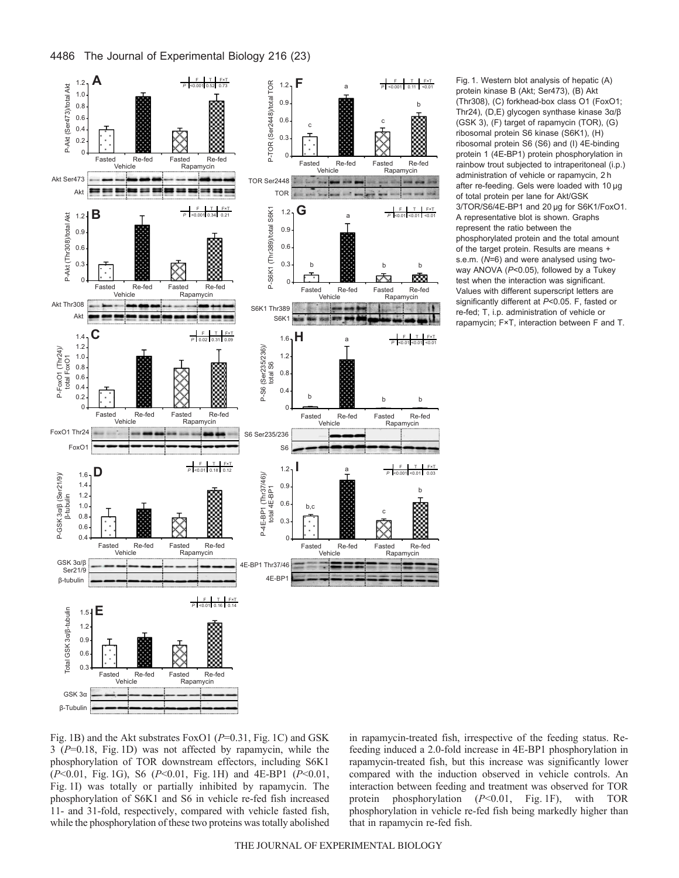Fig. 1. Western blot analysis of hepatic (A) protein kinase B (Akt; Ser473), (B) Akt (Thr308), (C) forkhead-box class O1 (FoxO1; Thr24), (D,E) glycogen synthase kinase 3α/β (GSK 3), (F) target of rapamycin (TOR), (G) ribosomal protein S6 kinase (S6K1), (H) ribosomal protein S6 (S6) and (I) 4E-binding protein 1 (4E-BP1) protein phosphorylation in rainbow trout subjected to intraperitoneal (i.p.) administration of vehicle or rapamycin, 2 h after re-feeding. Gels were loaded with 10 μg of total protein per lane for Akt/GSK 3/TOR/S6/4E-BP1 and 20 μg for S6K1/FoxO1. A representative blot is shown. Graphs represent the ratio between the phosphorylated protein and the total amount of the target protein. Results are means + s.e.m. ($N$=6) and were analysed using two-way ANOVA ($P$<0.05), followed by a Tukey test when the interaction was significant. Values with different superscript letters are significantly different at $P$<0.05. F, fasted or re-fed; T, i.p. administration of vehicle or rapamycin; F×T, interaction between F and T.

Fig. 1B) and the Akt substrates FoxO1 ($P$=0.31, Fig. 1C) and GSK 3 ($P$=0.18, Fig. 1D) was not affected by rapamycin, while the phosphorylation of TOR downstream effectors, including S6K1 ($P$<0.01, Fig. 1G), S6 ($P$<0.01, Fig. 1H) and 4E-BP1 ($P$<0.01, Fig. 1I) was totally or partially inhibited by rapamycin. The phosphorylation of S6K1 and S6 in vehicle re-fed fish increased 11- and 31-fold, respectively, compared with vehicle fasted fish, while the phosphorylation of these two proteins was totally abolished in rapamycin-treated fish, irrespective of the feeding status. Re-feeding induced a 2.0-fold increase in 4E-BP1 phosphorylation in rapamycin-treated fish, but this increase was significantly lower compared with the induction observed in vehicle controls. An interaction between feeding and treatment was observed for TOR protein phosphorylation ($P$<0.01, Fig. 1F), with TOR phosphorylation in vehicle re-fed fish being markedly higher than that in rapamycin re-fed fish.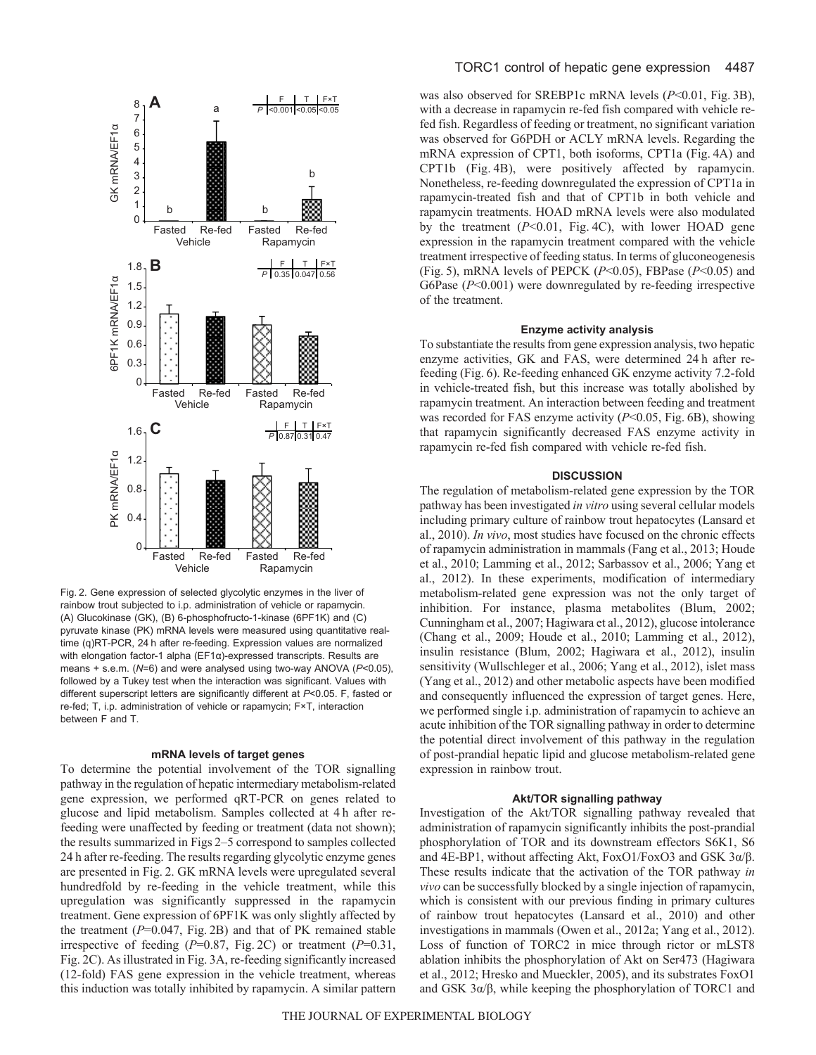Fig. 2. Gene expression of selected glycolytic enzymes in the liver of rainbow trout subjected to i.p. administration of vehicle or rapamycin. (A) Glucokinase (GK), (B) 6-phosphofructo-1-kinase (6PF1K) and (C) pyruvate kinase (PK) mRNA levels were measured using quantitative real-time (q)RT-PCR, 24 h after re-feeding. Expression values are normalized with elongation factor-1 alpha (EF1α)-expressed transcripts. Results are means + s.e.m. ($N$=6) and were analysed using two-way ANOVA ($P$<0.05), followed by a Tukey test when the interaction was significant. Values with different superscript letters are significantly different at $P$<0.05. F, fasted or re-fed; T, i.p. administration of vehicle or rapamycin; F×T, interaction between F and T.

### mRNA levels of target genes

To determine the potential involvement of the TOR signalling pathway in the regulation of hepatic intermediary metabolism-related gene expression, we performed qRT-PCR on genes related to glucose and lipid metabolism. Samples collected at 4 h after re-feeding were unaffected by feeding or treatment (data not shown); the results summarized in Figs 2–5 correspond to samples collected 24 h after re-feeding. The results regarding glycolytic enzyme genes are presented in Fig. 2. GK mRNA levels were upregulated several hundredfold by re-feeding in the vehicle treatment, while this upregulation was significantly suppressed in the rapamycin treatment. Gene expression of 6PF1K was only slightly affected by the treatment ($P$=0.047, Fig. 2B) and that of PK remained stable irrespective of feeding ($P$=0.87, Fig. 2C) or treatment ($P$=0.31, Fig. 2C). As illustrated in Fig. 3A, re-feeding significantly increased (12-fold) FAS gene expression in the vehicle treatment, whereas this induction was totally inhibited by rapamycin. A similar pattern was also observed for SREBP1c mRNA levels ($P$<0.01, Fig. 3B), with a decrease in rapamycin re-fed fish compared with vehicle re-fed fish. Regardless of feeding or treatment, no significant variation was observed for G6PDH or ACLY mRNA levels. Regarding the mRNA expression of CPT1, both isoforms, CPT1a (Fig. 4A) and CPT1b (Fig. 4B), were positively affected by rapamycin. Nonetheless, re-feeding downregulated the expression of CPT1a in rapamycin-treated fish and that of CPT1b in both vehicle and rapamycin treatments. HOAD mRNA levels were also modulated by the treatment ($P$<0.01, Fig. 4C), with lower HOAD gene expression in the rapamycin treatment compared with the vehicle treatment irrespective of feeding status. In terms of gluconeogenesis (Fig. 5), mRNA levels of PEPCK ($P$<0.05), FBPase ($P$<0.05) and G6Pase ($P$<0.001) were downregulated by re-feeding irrespective of the treatment.

### Enzyme activity analysis

To substantiate the results from gene expression analysis, two hepatic enzyme activities, GK and FAS, were determined 24 h after re-feeding (Fig. 6). Re-feeding enhanced GK enzyme activity 7.2-fold in vehicle-treated fish, but this increase was totally abolished by rapamycin treatment. An interaction between feeding and treatment was recorded for FAS enzyme activity ($P$<0.05, Fig. 6B), showing that rapamycin significantly decreased FAS enzyme activity in rapamycin re-fed fish compared with vehicle re-fed fish.

## DISCUSSION

The regulation of metabolism-related gene expression by the TOR pathway has been investigated *in vitro* using several cellular models including primary culture of rainbow trout hepatocytes (Lansard et al., 2010). *In vivo*, most studies have focused on the chronic effects of rapamycin administration in mammals (Fang et al., 2013; Houde et al., 2010; Lamming et al., 2012; Sarbassov et al., 2006; Yang et al., 2012). In these experiments, modification of intermediary metabolism-related gene expression was not the only target of inhibition. For instance, plasma metabolites (Blum, 2002; Cunningham et al., 2007; Hagiwara et al., 2012), glucose intolerance (Chang et al., 2009; Houde et al., 2010; Lamming et al., 2012), insulin resistance (Blum, 2002; Hagiwara et al., 2012), insulin sensitivity (Wullschleger et al., 2006; Yang et al., 2012), islet mass (Yang et al., 2012) and other metabolic aspects have been modified and consequently influenced the expression of target genes. Here, we performed single i.p. administration of rapamycin to achieve an acute inhibition of the TOR signalling pathway in order to determine the potential direct involvement of this pathway in the regulation of post-prandial hepatic lipid and glucose metabolism-related gene expression in rainbow trout.

### Akt/TOR signalling pathway

Investigation of the Akt/TOR signalling pathway revealed that administration of rapamycin significantly inhibits the post-prandial phosphorylation of TOR and its downstream effectors S6K1, S6 and 4E-BP1, without affecting Akt, FoxO1/FoxO3 and GSK 3α/β. These results indicate that the activation of the TOR pathway *in vivo* can be successfully blocked by a single injection of rapamycin, which is consistent with our previous finding in primary cultures of rainbow trout hepatocytes (Lansard et al., 2010) and other investigations in mammals (Owen et al., 2012a; Yang et al., 2012). Loss of function of TORC2 in mice through rictor or mLST8 ablation inhibits the phosphorylation of Akt on Ser473 (Hagiwara et al., 2012; Hresko and Mueckler, 2005), and its substrates FoxO1 and GSK 3α/β, while keeping the phosphorylation of TORC1 and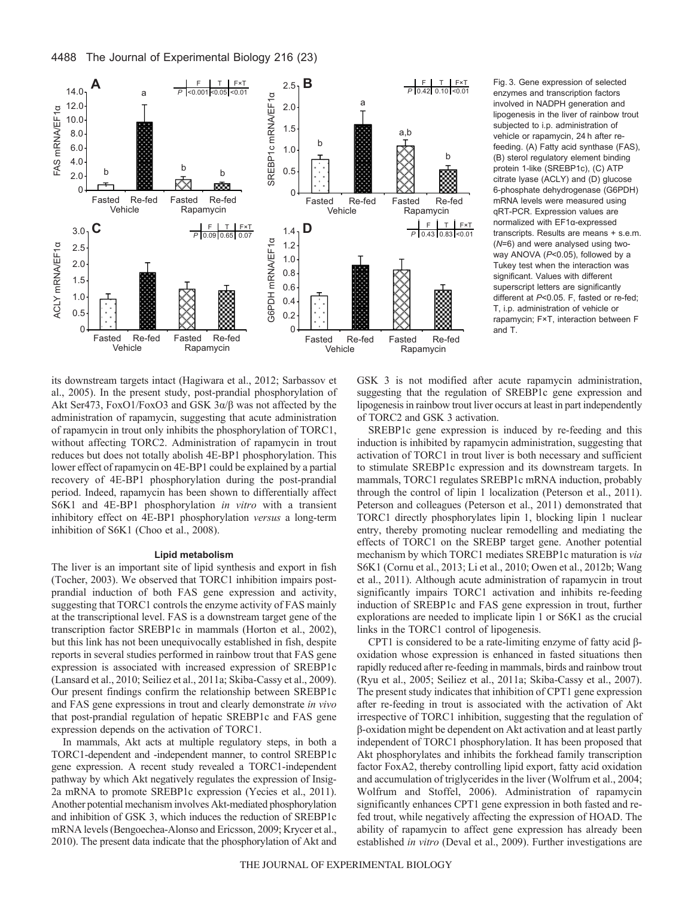Fig. 3. Gene expression of selected enzymes and transcription factors involved in NADPH generation and lipogenesis in the liver of rainbow trout subjected to i.p. administration of vehicle or rapamycin, 24 h after re-feeding. (A) Fatty acid synthase (FAS), (B) sterol regulatory element binding protein 1-like (SREBP1c), (C) ATP citrate lyase (ACLY) and (D) glucose 6-phosphate dehydrogenase (G6PDH) mRNA levels were measured using qRT-PCR. Expression values are normalized with EF1α-expressed transcripts. Results are means + s.e.m. ($N$=6) and were analysed using two-way ANOVA ($P$<0.05), followed by a Tukey test when the interaction was significant. Values with different superscript letters are significantly different at $P$<0.05. F, fasted or re-fed; T, i.p. administration of vehicle or rapamycin; F×T, interaction between F and T.

its downstream targets intact (Hagiwara et al., 2012; Sarbassov et al., 2005). In the present study, post-prandial phosphorylation of Akt Ser473, FoxO1/FoxO3 and GSK 3α/β was not affected by the administration of rapamycin, suggesting that acute administration of rapamycin in trout only inhibits the phosphorylation of TORC1, without affecting TORC2. Administration of rapamycin in trout reduces but does not totally abolish 4E-BP1 phosphorylation. This lower effect of rapamycin on 4E-BP1 could be explained by a partial recovery of 4E-BP1 phosphorylation during the post-prandial period. Indeed, rapamycin has been shown to differentially affect S6K1 and 4E-BP1 phosphorylation *in vitro* with a transient inhibitory effect on 4E-BP1 phosphorylation *versus* a long-term inhibition of S6K1 (Choo et al., 2008).

### Lipid metabolism

The liver is an important site of lipid synthesis and export in fish (Tocher, 2003). We observed that TORC1 inhibition impairs post-prandial induction of both FAS gene expression and activity, suggesting that TORC1 controls the enzyme activity of FAS mainly at the transcriptional level. FAS is a downstream target gene of the transcription factor SREBP1c in mammals (Horton et al., 2002), but this link has not been unequivocally established in fish, despite reports in several studies performed in rainbow trout that FAS gene expression is associated with increased expression of SREBP1c (Lansard et al., 2010; Seiliez et al., 2011a; Skiba-Cassy et al., 2009). Our present findings confirm the relationship between SREBP1c and FAS gene expressions in trout and clearly demonstrate *in vivo* that post-prandial regulation of hepatic SREBP1c and FAS gene expression depends on the activation of TORC1.

In mammals, Akt acts at multiple regulatory steps, in both a TORC1-dependent and -independent manner, to control SREBP1c gene expression. A recent study revealed a TORC1-independent pathway by which Akt negatively regulates the expression of Insig-2a mRNA to promote SREBP1c expression (Yecies et al., 2011). Another potential mechanism involves Akt-mediated phosphorylation and inhibition of GSK 3, which induces the reduction of SREBP1c mRNA levels (Bengoechea-Alonso and Ericsson, 2009; Krycer et al., 2010). The present data indicate that the phosphorylation of Akt and GSK 3 is not modified after acute rapamycin administration, suggesting that the regulation of SREBP1c gene expression and lipogenesis in rainbow trout liver occurs at least in part independently of TORC2 and GSK 3 activation.

SREBP1c gene expression is induced by re-feeding and this induction is inhibited by rapamycin administration, suggesting that activation of TORC1 in trout liver is both necessary and sufficient to stimulate SREBP1c expression and its downstream targets. In mammals, TORC1 regulates SREBP1c mRNA induction, probably through the control of lipin 1 localization (Peterson et al., 2011). Peterson and colleagues (Peterson et al., 2011) demonstrated that TORC1 directly phosphorylates lipin 1, blocking lipin 1 nuclear entry, thereby promoting nuclear remodelling and mediating the effects of TORC1 on the SREBP target gene. Another potential mechanism by which TORC1 mediates SREBP1c maturation is *via* S6K1 (Cornu et al., 2013; Li et al., 2010; Owen et al., 2012b; Wang et al., 2011). Although acute administration of rapamycin in trout significantly impairs TORC1 activation and inhibits re-feeding induction of SREBP1c and FAS gene expression in trout, further explorations are needed to implicate lipin 1 or S6K1 as the crucial links in the TORC1 control of lipogenesis.

CPT1 is considered to be a rate-limiting enzyme of fatty acid β-oxidation whose expression is enhanced in fasted situations then rapidly reduced after re-feeding in mammals, birds and rainbow trout (Ryu et al., 2005; Seiliez et al., 2011a; Skiba-Cassy et al., 2007). The present study indicates that inhibition of CPT1 gene expression after re-feeding in trout is associated with the activation of Akt irrespective of TORC1 inhibition, suggesting that the regulation of β-oxidation might be dependent on Akt activation and at least partly independent of TORC1 phosphorylation. It has been proposed that Akt phosphorylates and inhibits the forkhead family transcription factor FoxA2, thereby controlling lipid export, fatty acid oxidation and accumulation of triglycerides in the liver (Wolfrum et al., 2004; Wolfrum and Stoffel, 2006). Administration of rapamycin significantly enhances CPT1 gene expression in both fasted and re-fed trout, while negatively affecting the expression of HOAD. The ability of rapamycin to affect gene expression has already been established *in vitro* (Deval et al., 2009). Further investigations are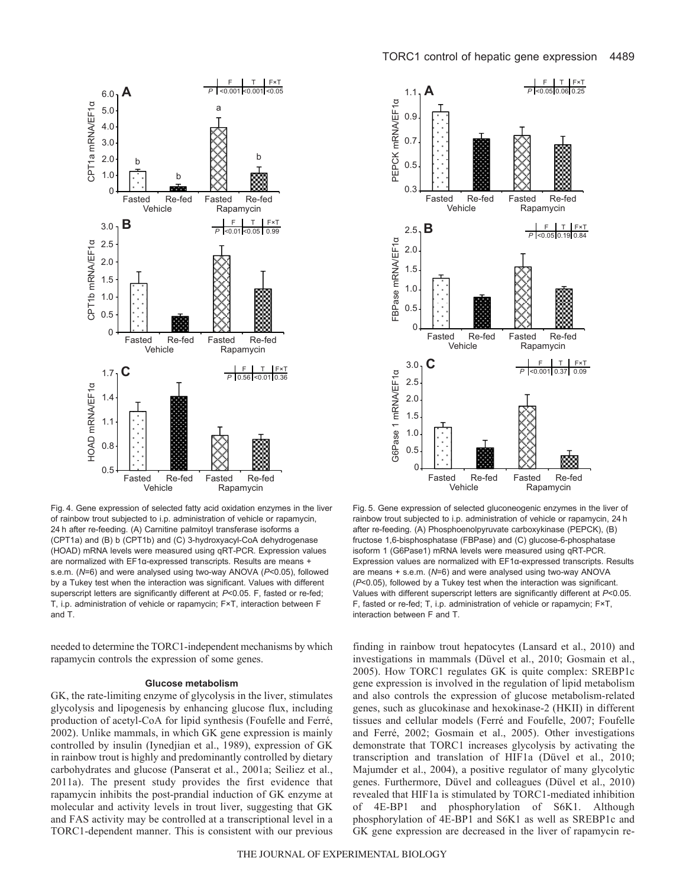Fig. 4. Gene expression of selected fatty acid oxidation enzymes in the liver of rainbow trout subjected to i.p. administration of vehicle or rapamycin, 24 h after re-feeding. (A) Carnitine palmitoyl transferase isoforms a (CPT1a) and (B) b (CPT1b) and (C) 3-hydroxyacyl-CoA dehydrogenase (HOAD) mRNA levels were measured using qRT-PCR. Expression values are normalized with EF1α-expressed transcripts. Results are means + s.e.m. ($N$=6) and were analysed using two-way ANOVA ($P$<0.05), followed by a Tukey test when the interaction was significant. Values with different superscript letters are significantly different at $P$<0.05. F, fasted or re-fed; T, i.p. administration of vehicle or rapamycin; F×T, interaction between F and T.

Fig. 5. Gene expression of selected gluconeogenic enzymes in the liver of rainbow trout subjected to i.p. administration of vehicle or rapamycin, 24 h after re-feeding. (A) Phosphoenolpyruvate carboxykinase (PEPCK), (B) fructose 1,6-bisphosphatase (FBPase) and (C) glucose-6-phosphatase isoform 1 (G6Pase1) mRNA levels were measured using qRT-PCR. Expression values are normalized with EF1α-expressed transcripts. Results are means + s.e.m. ($N$=6) and were analysed using two-way ANOVA ($P$<0.05), followed by a Tukey test when the interaction was significant. Values with different superscript letters are significantly different at $P$<0.05. F, fasted or re-fed; T, i.p. administration of vehicle or rapamycin; F×T, interaction between F and T.

needed to determine the TORC1-independent mechanisms by which rapamycin controls the expression of some genes.

### Glucose metabolism

GK, the rate-limiting enzyme of glycolysis in the liver, stimulates glycolysis and lipogenesis by enhancing glucose flux, including production of acetyl-CoA for lipid synthesis (Foufelle and Ferré, 2002). Unlike mammals, in which GK gene expression is mainly controlled by insulin (Iynedjian et al., 1989), expression of GK in rainbow trout is highly and predominantly controlled by dietary carbohydrates and glucose (Panserat et al., 2001a; Seiliez et al., 2011a). The present study provides the first evidence that rapamycin inhibits the post-prandial induction of GK enzyme at molecular and activity levels in trout liver, suggesting that GK and FAS activity may be controlled at a transcriptional level in a TORC1-dependent manner. This is consistent with our previous finding in rainbow trout hepatocytes (Lansard et al., 2010) and investigations in mammals (Düvel et al., 2010; Gosmain et al., 2005). How TORC1 regulates GK is quite complex: SREBP1c gene expression is involved in the regulation of lipid metabolism and also controls the expression of glucose metabolism-related genes, such as glucokinase and hexokinase-2 (HKII) in different tissues and cellular models (Ferré and Foufelle, 2007; Foufelle and Ferré, 2002; Gosmain et al., 2005). Other investigations demonstrate that TORC1 increases glycolysis by activating the transcription and translation of HIF1a (Düvel et al., 2010; Majumder et al., 2004), a positive regulator of many glycolytic genes. Furthermore, Düvel and colleagues (Düvel et al., 2010) revealed that HIF1a is stimulated by TORC1-mediated inhibition of 4E-BP1 and phosphorylation of S6K1. Although phosphorylation of 4E-BP1 and S6K1 as well as SREBP1c and GK gene expression are decreased in the liver of rapamycin re-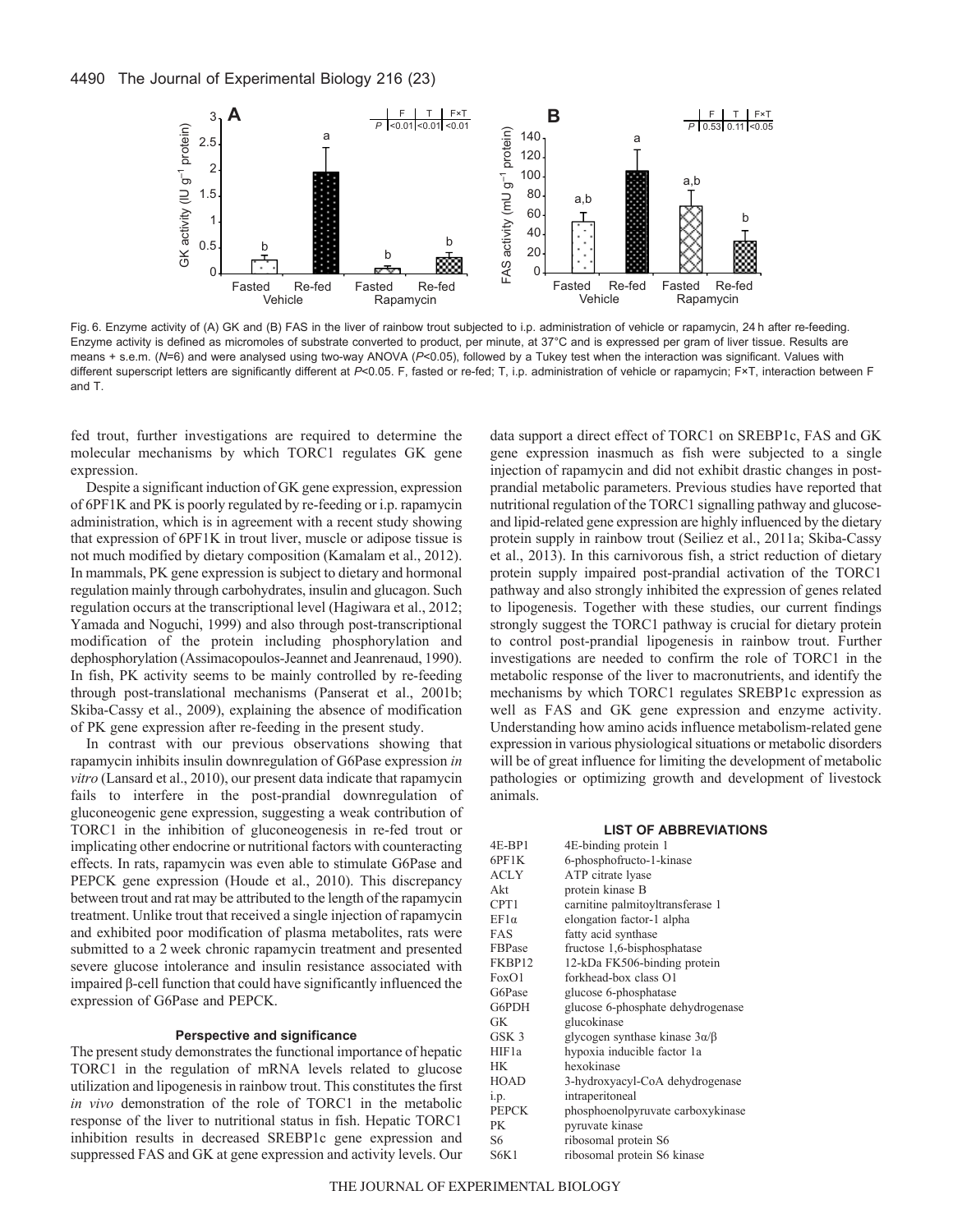Fig. 6. Enzyme activity of (A) GK and (B) FAS in the liver of rainbow trout subjected to i.p. administration of vehicle or rapamycin, 24 h after re-feeding. Enzyme activity is defined as micromoles of substrate converted to product, per minute, at 37°C and is expressed per gram of liver tissue. Results are means + s.e.m. ($N$=6) and were analysed using two-way ANOVA ($P$<0.05), followed by a Tukey test when the interaction was significant. Values with different superscript letters are significantly different at $P$<0.05. F, fasted or re-fed; T, i.p. administration of vehicle or rapamycin; F×T, interaction between F and T.

fed trout, further investigations are required to determine the molecular mechanisms by which TORC1 regulates GK gene expression.

Despite a significant induction of GK gene expression, expression of 6PF1K and PK is poorly regulated by re-feeding or i.p. rapamycin administration, which is in agreement with a recent study showing that expression of 6PF1K in trout liver, muscle or adipose tissue is not much modified by dietary composition (Kamalam et al., 2012). In mammals, PK gene expression is subject to dietary and hormonal regulation mainly through carbohydrates, insulin and glucagon. Such regulation occurs at the transcriptional level (Hagiwara et al., 2012; Yamada and Noguchi, 1999) and also through post-transcriptional modification of the protein including phosphorylation and dephosphorylation (Assimacopoulos-Jeannet and Jeanrenaud, 1990). In fish, PK activity seems to be mainly controlled by re-feeding through post-translational mechanisms (Panserat et al., 2001b; Skiba-Cassy et al., 2009), explaining the absence of modification of PK gene expression after re-feeding in the present study.

In contrast with our previous observations showing that rapamycin inhibits insulin downregulation of G6Pase expression *in vitro* (Lansard et al., 2010), our present data indicate that rapamycin fails to interfere in the post-prandial downregulation of gluconeogenic gene expression, suggesting a weak contribution of TORC1 in the inhibition of gluconeogenesis in re-fed trout or implicating other endocrine or nutritional factors with counteracting effects. In rats, rapamycin was even able to stimulate G6Pase and PEPCK gene expression (Houde et al., 2010). This discrepancy between trout and rat may be attributed to the length of the rapamycin treatment. Unlike trout that received a single injection of rapamycin and exhibited poor modification of plasma metabolites, rats were submitted to a 2 week chronic rapamycin treatment and presented severe glucose intolerance and insulin resistance associated with impaired β-cell function that could have significantly influenced the expression of G6Pase and PEPCK.

### Perspective and significance

The present study demonstrates the functional importance of hepatic TORC1 in the regulation of mRNA levels related to glucose utilization and lipogenesis in rainbow trout. This constitutes the first *in vivo* demonstration of the role of TORC1 in the metabolic response of the liver to nutritional status in fish. Hepatic TORC1 inhibition results in decreased SREBP1c gene expression and suppressed FAS and GK at gene expression and activity levels. Our data support a direct effect of TORC1 on SREBP1c, FAS and GK gene expression inasmuch as fish were subjected to a single injection of rapamycin and did not exhibit drastic changes in post-prandial metabolic parameters. Previous studies have reported that nutritional regulation of the TORC1 signalling pathway and glucose- and lipid-related gene expression are highly influenced by the dietary protein supply in rainbow trout (Seiliez et al., 2011a; Skiba-Cassy et al., 2013). In this carnivorous fish, a strict reduction of dietary protein supply impaired post-prandial activation of the TORC1 pathway and also strongly inhibited the expression of genes related to lipogenesis. Together with these studies, our current findings strongly suggest the TORC1 pathway is crucial for dietary protein to control post-prandial lipogenesis in rainbow trout. Further investigations are needed to confirm the role of TORC1 in the metabolic response of the liver to macronutrients, and identify the mechanisms by which TORC1 regulates SREBP1c expression as well as FAS and GK gene expression and enzyme activity. Understanding how amino acids influence metabolism-related gene expression in various physiological situations or metabolic disorders will be of great influence for limiting the development of metabolic pathologies or optimizing growth and development of livestock animals.

### LIST OF ABBREVIATIONS

| | |
|---|---|
| 4E-BP1 | 4E-binding protein 1 |
| 6PF1K | 6-phosphofructo-1-kinase |
| ACLY | ATP citrate lyase |
| Akt | protein kinase B |
| CPT1 | carnitine palmitoyltransferase 1 |
| EF1α | elongation factor-1 alpha |
| FAS | fatty acid synthase |
| FBPase | fructose 1,6-bisphosphatase |
| FKBP12 | 12-kDa FK506-binding protein |
| FoxO1 | forkhead-box class O1 |
| G6Pase | glucose 6-phosphatase |
| G6PDH | glucose 6-phosphate dehydrogenase |
| GK | glucokinase |
| GSK 3 | glycogen synthase kinase 3α/β |
| HIF1a | hypoxia inducible factor 1a |
| HK | hexokinase |
| HOAD | 3-hydroxyacyl-CoA dehydrogenase |
| i.p. | intraperitoneal |
| PEPCK | phosphoenolpyruvate carboxykinase |
| PK | pyruvate kinase |
| S6 | ribosomal protein S6 |
| S6K1 | ribosomal protein S6 kinase |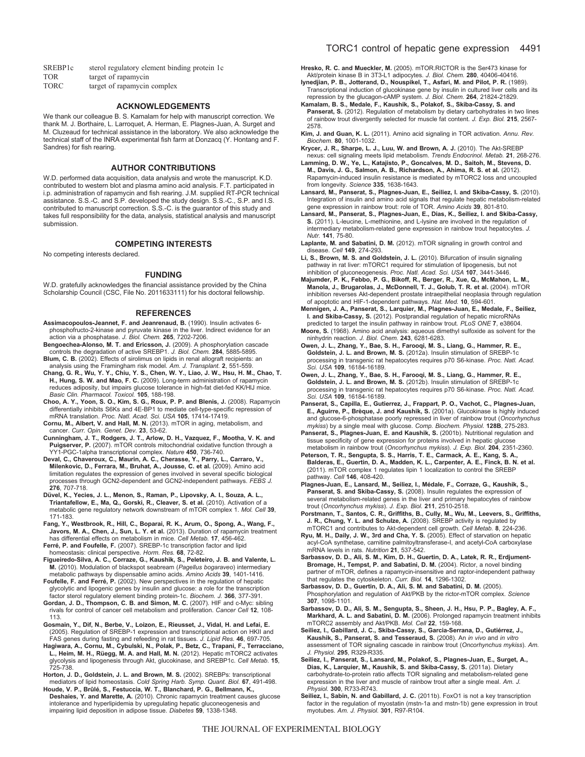| | |
|---|---|
| SREBP1c | sterol regulatory element binding protein 1c |
| TOR | target of rapamycin |
| TORC | target of rapamycin complex |

## ACKNOWLEDGEMENTS

We thank our colleague B. S. Kamalam for help with manuscript correction. We thank M. J. Borthaire, L. Larroquet, A. Herman, E. Plagnes-Juan, A. Surget and M. Cluzeaud for technical assistance in the laboratory. We also acknowledge the technical staff of the INRA experimental fish farm at Donzacq (Y. Hontang and F. Sandres) for fish rearing.

## AUTHOR CONTRIBUTIONS

W.D. performed data acquisition, data analysis and wrote the manuscript. K.D. contributed to western blot and plasma amino acid analysis. F.T. participated in i.p. administration of rapamycin and fish rearing. J.M. supplied RT-PCR technical assistance. S.S.-C. and S.P. developed the study design. S.S.-C., S.P. and I.S. contributed to manuscript correction. S.S.-C. is the guarantor of this study and takes full responsibility for the data, analysis, statistical analysis and manuscript submission.

## COMPETING INTERESTS

No competing interests declared.

## FUNDING

W.D. gratefully acknowledges the financial assistance provided by the China Scholarship Council (CSC, File No. 2011633111) for his doctoral fellowship.

## REFERENCES

**Assimacopoulos-Jeannet, F. and Jeanrenaud, B.** (1990). Insulin activates 6-phosphofructo-2-kinase and pyruvate kinase in the liver. Indirect evidence for an action via a phosphatase. *J. Biol. Chem.* **265**, 7202-7206.

**Bengoechea-Alonso, M. T. and Ericsson, J.** (2009). A phosphorylation cascade controls the degradation of active SREBP1. *J. Biol. Chem.* **284**, 5885-5895.

**Blum, C. B.** (2002). Effects of sirolimus on lipids in renal allograft recipients: an analysis using the Framingham risk model. *Am. J. Transplant.* **2**, 551-559.

**Chang, G. R., Wu, Y. Y., Chiu, Y. S., Chen, W. Y., Liao, J. W., Hsu, H. M., Chao, T. H., Hung, S. W. and Mao, F. C.** (2009). Long-term administration of rapamycin reduces adiposity, but impairs glucose tolerance in high-fat diet-fed KK/HlJ mice. *Basic Clin. Pharmacol. Toxicol.* **105**, 188-198.

**Choo, A. Y., Yoon, S. O., Kim, S. G., Roux, P. P. and Blenis, J.** (2008). Rapamycin differentially inhibits S6Ks and 4E-BP1 to mediate cell-type-specific repression of mRNA translation. *Proc. Natl. Acad. Sci. USA* **105**, 17414-17419.

**Cornu, M., Albert, V. and Hall, M. N.** (2013). mTOR in aging, metabolism, and cancer. *Curr. Opin. Genet. Dev.* **23**, 53-62.

**Cunningham, J. T., Rodgers, J. T., Arlow, D. H., Vazquez, F., Mootha, V. K. and Puigserver, P.** (2007). mTOR controls mitochondrial oxidative function through a YY1-PGC-1alpha transcriptional complex. *Nature* **450**, 736-740.

**Deval, C., Chaveroux, C., Maurin, A. C., Cherasse, Y., Parry, L., Carraro, V., Milenkovic, D., Ferrara, M., Bruhat, A., Jousse, C. et al.** (2009). Amino acid limitation regulates the expression of genes involved in several specific biological processes through GCN2-dependent and GCN2-independent pathways. *FEBS J.* **276**, 707-718.

**Düvel, K., Yecies, J. L., Menon, S., Raman, P., Lipovsky, A. I., Souza, A. L., Triantafellow, E., Ma, Q., Gorski, R., Cleaver, S. et al.** (2010). Activation of a metabolic gene regulatory network downstream of mTOR complex 1. *Mol. Cell* **39**, 171-183.

**Fang, Y., Westbrook, R., Hill, C., Boparai, R. K., Arum, O., Spong, A., Wang, F., Javors, M. A., Chen, J., Sun, L. Y. et al.** (2013). Duration of rapamycin treatment has differential effects on metabolism in mice. *Cell Metab.* **17**, 456-462.

**Ferré, P. and Foufelle, F.** (2007). SREBP-1c transcription factor and lipid homeostasis: clinical perspective. *Horm. Res.* **68**, 72-82.

**Figueiredo-Silva, A. C., Corraze, G., Kaushik, S., Peleteiro, J. B. and Valente, L. M.** (2010). Modulation of blackspot seabream (*Pagellus bogaraveo*) intermediary metabolic pathways by dispensable amino acids. *Amino Acids* **39**, 1401-1416.

**Foufelle, F. and Ferré, P.** (2002). New perspectives in the regulation of hepatic glycolytic and lipogenic genes by insulin and glucose: a role for the transcription factor sterol regulatory element binding protein-1c. *Biochem. J.* **366**, 377-391.

**Gordan, J. D., Thompson, C. B. and Simon, M. C.** (2007). HIF and c-Myc: sibling rivals for control of cancer cell metabolism and proliferation. *Cancer Cell* **12**, 108-113.

**Gosmain, Y., Dif, N., Berbe, V., Loizon, E., Rieusset, J., Vidal, H. and Lefai, E.** (2005). Regulation of SREBP-1 expression and transcriptional action on HKII and FAS genes during fasting and refeeding in rat tissues. *J. Lipid Res.* **46**, 697-705.

**Hagiwara, A., Cornu, M., Cybulski, N., Polak, P., Betz, C., Trapani, F., Terracciano, L., Heim, M. H., Rüegg, M. A. and Hall, M. N.** (2012). Hepatic mTORC2 activates glycolysis and lipogenesis through Akt, glucokinase, and SREBP1c. *Cell Metab.* **15**, 725-738.

**Horton, J. D., Goldstein, J. L. and Brown, M. S.** (2002). SREBPs: transcriptional mediators of lipid homeostasis. *Cold Spring Harb. Symp. Quant. Biol.* **67**, 491-498.

**Houde, V. P., Brûlé, S., Festuccia, W. T., Blanchard, P. G., Bellmann, K., Deshaies, Y. and Marette, A.** (2010). Chronic rapamycin treatment causes glucose intolerance and hyperlipidemia by upregulating hepatic gluconeogenesis and impairing lipid deposition in adipose tissue. *Diabetes* **59**, 1338-1348.

**Hresko, R. C. and Mueckler, M.** (2005). mTOR.RICTOR is the Ser473 kinase for Akt/protein kinase B in 3T3-L1 adipocytes. *J. Biol. Chem.* **280**, 40406-40416.

**Iynedjian, P. B., Jotterand, D., Nouspikel, T., Asfari, M. and Pilot, P. R.** (1989). Transcriptional induction of glucokinase gene by insulin in cultured liver cells and its repression by the glucagon-cAMP system. *J. Biol. Chem.* **264**, 21824-21829.

**Kamalam, B. S., Medale, F., Kaushik, S., Polakof, S., Skiba-Cassy, S. and Panserat, S.** (2012). Regulation of metabolism by dietary carbohydrates in two lines of rainbow trout divergently selected for muscle fat content. *J. Exp. Biol.* **215**, 2567-2578.

**Kim, J. and Guan, K. L.** (2011). Amino acid signaling in TOR activation. *Annu. Rev. Biochem.* **80**, 1001-1032.

**Krycer, J. R., Sharpe, L. J., Luu, W. and Brown, A. J.** (2010). The Akt-SREBP nexus: cell signaling meets lipid metabolism. *Trends Endocrinol. Metab.* **21**, 268-276.

**Lamming, D. W., Ye, L., Katajisto, P., Goncalves, M. D., Saitoh, M., Stevens, D. M., Davis, J. G., Salmon, A. B., Richardson, A., Ahima, R. S. et al.** (2012). Rapamycin-induced insulin resistance is mediated by mTORC2 loss and uncoupled from longevity. *Science* **335**, 1638-1643.

**Lansard, M., Panserat, S., Plagnes-Juan, E., Seiliez, I. and Skiba-Cassy, S.** (2010). Integration of insulin and amino acid signals that regulate hepatic metabolism-related gene expression in rainbow trout: role of TOR. *Amino Acids* **39**, 801-810.

**Lansard, M., Panserat, S., Plagnes-Juan, E., Dias, K., Seiliez, I. and Skiba-Cassy, S.** (2011). L-leucine, L-methionine, and L-lysine are involved in the regulation of intermediary metabolism-related gene expression in rainbow trout hepatocytes. *J. Nutr.* **141**, 75-80.

**Laplante, M. and Sabatini, D. M.** (2012). mTOR signaling in growth control and disease. *Cell* **149**, 274-293.

**Li, S., Brown, M. S. and Goldstein, J. L.** (2010). Bifurcation of insulin signaling pathway in rat liver: mTORC1 required for stimulation of lipogenesis, but not inhibition of gluconeogenesis. *Proc. Natl. Acad. Sci. USA* **107**, 3441-3446.

**Majumder, P. K., Febbo, P. G., Bikoff, R., Berger, R., Xue, Q., McMahon, L. M., Manola, J., Brugarolas, J., McDonnell, T. J., Golub, T. R. et al.** (2004). mTOR inhibition reverses Akt-dependent prostate intraepithelial neoplasia through regulation of apoptotic and HIF-1-dependent pathways. *Nat. Med.* **10**, 594-601.

**Mennigen, J. A., Panserat, S., Larquier, M., Plagnes-Juan, E., Medale, F., Seiliez, I. and Skiba-Cassy, S.** (2012). Postprandial regulation of hepatic microRNAs predicted to target the insulin pathway in rainbow trout. *PLoS ONE* **7**, e38604.

**Moore, S.** (1968). Amino acid analysis: aqueous dimethyl sulfoxide as solvent for the ninhydrin reaction. *J. Biol. Chem.* **243**, 6281-6283.

**Owen, J. L., Zhang, Y., Bae, S. H., Farooqi, M. S., Liang, G., Hammer, R. E., Goldstein, J. L. and Brown, M. S.** (2012a). Insulin stimulation of SREBP-1c processing in transgenic rat hepatocytes requires p70 S6-kinase. *Proc. Natl. Acad. Sci. USA* **109**, 16184-16189.

**Owen, J. L., Zhang, Y., Bae, S. H., Farooqi, M. S., Liang, G., Hammer, R. E., Goldstein, J. L. and Brown, M. S.** (2012b). Insulin stimulation of SREBP-1c processing in transgenic rat hepatocytes requires p70 S6-kinase. *Proc. Natl. Acad. Sci. USA* **109**, 16184-16189.

**Panserat, S., Capilla, E., Gutierrez, J., Frappart, P. O., Vachot, C., Plagnes-Juan, E., Aguirre, P., Brèque, J. and Kaushik, S.** (2001a). Glucokinase is highly induced and glucose-6-phosphatase poorly repressed in liver of rainbow trout (*Oncorhynchus mykiss*) by a single meal with glucose. *Comp. Biochem. Physiol.* **128B**, 275-283.

**Panserat, S., Plagnes-Juan, E. and Kaushik, S.** (2001b). Nutritional regulation and tissue specificity of gene expression for proteins involved in hepatic glucose metabolism in rainbow trout (*Oncorhynchus mykiss*). *J. Exp. Biol.* **204**, 2351-2360.

**Peterson, T. R., Sengupta, S. S., Harris, T. E., Carmack, A. E., Kang, S. A., Balderas, E., Guertin, D. A., Madden, K. L., Carpenter, A. E., Finck, B. N. et al.** (2011). mTOR complex 1 regulates lipin 1 localization to control the SREBP pathway. *Cell* **146**, 408-420.

**Plagnes-Juan, E., Lansard, M., Seiliez, I., Médale, F., Corraze, G., Kaushik, S., Panserat, S. and Skiba-Cassy, S.** (2008). Insulin regulates the expression of several metabolism-related genes in the liver and primary hepatocytes of rainbow trout (*Oncorhynchus mykiss*). *J. Exp. Biol.* **211**, 2510-2518.

**Porstmann, T., Santos, C. R., Griffiths, B., Cully, M., Wu, M., Leevers, S., Griffiths, J. R., Chung, Y. L. and Schulze, A.** (2008). SREBP activity is regulated by mTORC1 and contributes to Akt-dependent cell growth. *Cell Metab.* **8**, 224-236.

**Ryu, M. H., Daily, J. W., 3rd and Cha, Y. S.** (2005). Effect of starvation on hepatic acyl-CoA synthetase, carnitine palmitoyltransferase-I, and acetyl-CoA carboxylase mRNA levels in rats. *Nutrition* **21**, 537-542.

**Sarbassov, D. D., Ali, S. M., Kim, D. H., Guertin, D. A., Latek, R. R., Erdjument-Bromage, H., Tempst, P. and Sabatini, D. M.** (2004). Rictor, a novel binding partner of mTOR, defines a rapamycin-insensitive and raptor-independent pathway that regulates the cytoskeleton. *Curr. Biol.* **14**, 1296-1302.

**Sarbassov, D. D., Guertin, D. A., Ali, S. M. and Sabatini, D. M.** (2005). Phosphorylation and regulation of Akt/PKB by the rictor-mTOR complex. *Science* **307**, 1098-1101.

**Sarbassov, D. D., Ali, S. M., Sengupta, S., Sheen, J. H., Hsu, P. P., Bagley, A. F., Markhard, A. L. and Sabatini, D. M.** (2006). Prolonged rapamycin treatment inhibits mTORC2 assembly and Akt/PKB. *Mol. Cell* **22**, 159-168.

**Seiliez, I., Gabillard, J. C., Skiba-Cassy, S., Garcia-Serrana, D., Gutiérrez, J., Kaushik, S., Panserat, S. and Tesseraud, S.** (2008). An *in vivo* and *in vitro* assessment of TOR signaling cascade in rainbow trout (*Oncorhynchus mykiss*). *Am. J. Physiol.* **295**, R329-R335.

**Seiliez, I., Panserat, S., Lansard, M., Polakof, S., Plagnes-Juan, E., Surget, A., Dias, K., Larquier, M., Kaushik, S. and Skiba-Cassy, S.** (2011a). Dietary carbohydrate-to-protein ratio affects TOR signaling and metabolism-related gene expression in the liver and muscle of rainbow trout after a single meal. *Am. J. Physiol.* **300**, R733-R743.

**Seiliez, I., Sabin, N. and Gabillard, J. C.** (2011b). FoxO1 is not a key transcription factor in the regulation of myostatin (mstn-1a and mstn-1b) gene expression in trout myotubes. *Am. J. Physiol.* **301**, R97-R104.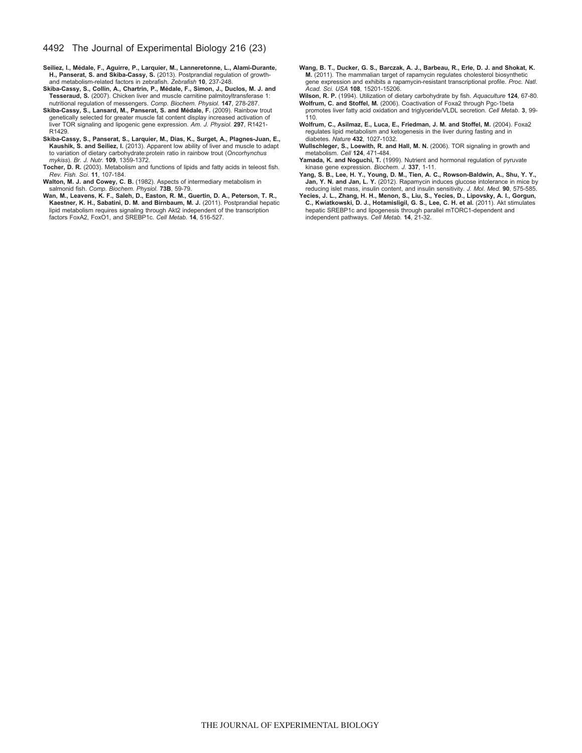**Seiliez, I., Médale, F., Aguirre, P., Larquier, M., Lanneretonne, L., Alami-Durante, H., Panserat, S. and Skiba-Cassy, S.** (2013). Postprandial regulation of growth- and metabolism-related factors in zebrafish. *Zebrafish* **10**, 237-248.

**Skiba-Cassy, S., Collin, A., Chartrin, P., Médale, F., Simon, J., Duclos, M. J. and Tesseraud, S.** (2007). Chicken liver and muscle carnitine palmitoyltransferase 1: nutritional regulation of messengers. *Comp. Biochem. Physiol.* **147**, 278-287.

**Skiba-Cassy, S., Lansard, M., Panserat, S. and Médale, F.** (2009). Rainbow trout genetically selected for greater muscle fat content display increased activation of liver TOR signaling and lipogenic gene expression. *Am. J. Physiol.* **297**, R1421-R1429.

**Skiba-Cassy, S., Panserat, S., Larquier, M., Dias, K., Surget, A., Plagnes-Juan, E., Kaushik, S. and Seiliez, I.** (2013). Apparent low ability of liver and muscle to adapt to variation of dietary carbohydrate:protein ratio in rainbow trout (*Oncorhynchus mykiss*). *Br. J. Nutr.* **109**, 1359-1372.

**Tocher, D. R.** (2003). Metabolism and functions of lipids and fatty acids in teleost fish. *Rev. Fish. Sci.* **11**, 107-184.

**Walton, M. J. and Cowey, C. B.** (1982). Aspects of intermediary metabolism in salmonid fish. *Comp. Biochem. Physiol.* **73B**, 59-79.

**Wan, M., Leavens, K. F., Saleh, D., Easton, R. M., Guertin, D. A., Peterson, T. R., Kaestner, K. H., Sabatini, D. M. and Birnbaum, M. J.** (2011). Postprandial hepatic lipid metabolism requires signaling through Akt2 independent of the transcription factors FoxA2, FoxO1, and SREBP1c. *Cell Metab.* **14**, 516-527.

**Wang, B. T., Ducker, G. S., Barczak, A. J., Barbeau, R., Erle, D. J. and Shokat, K. M.** (2011). The mammalian target of rapamycin regulates cholesterol biosynthetic gene expression and exhibits a rapamycin-resistant transcriptional profile. *Proc. Natl. Acad. Sci. USA* **108**, 15201-15206.

**Wilson, R. P.** (1994). Utilization of dietary carbohydrate by fish. *Aquaculture* **124**, 67-80.

**Wolfrum, C. and Stoffel, M.** (2006). Coactivation of Foxa2 through Pgc-1beta promotes liver fatty acid oxidation and triglyceride/VLDL secretion. *Cell Metab.* **3**, 99-110.

**Wolfrum, C., Asilmaz, E., Luca, E., Friedman, J. M. and Stoffel, M.** (2004). Foxa2 regulates lipid metabolism and ketogenesis in the liver during fasting and in diabetes. *Nature* **432**, 1027-1032.

**Wullschleger, S., Loewith, R. and Hall, M. N.** (2006). TOR signaling in growth and metabolism. *Cell* **124**, 471-484.

**Yamada, K. and Noguchi, T.** (1999). Nutrient and hormonal regulation of pyruvate kinase gene expression. *Biochem. J.* **337**, 1-11.

**Yang, S. B., Lee, H. Y., Young, D. M., Tien, A. C., Rowson-Baldwin, A., Shu, Y. Y., Jan, Y. N. and Jan, L. Y.** (2012). Rapamycin induces glucose intolerance in mice by reducing islet mass, insulin content, and insulin sensitivity. *J. Mol. Med.* **90**, 575-585.

**Yecies, J. L., Zhang, H. H., Menon, S., Liu, S., Yecies, D., Lipovsky, A. I., Gorgun, C., Kwiatkowski, D. J., Hotamisligil, G. S., Lee, C. H. et al.** (2011). Akt stimulates hepatic SREBP1c and lipogenesis through parallel mTORC1-dependent and independent pathways. *Cell Metab.* **14**, 21-32.